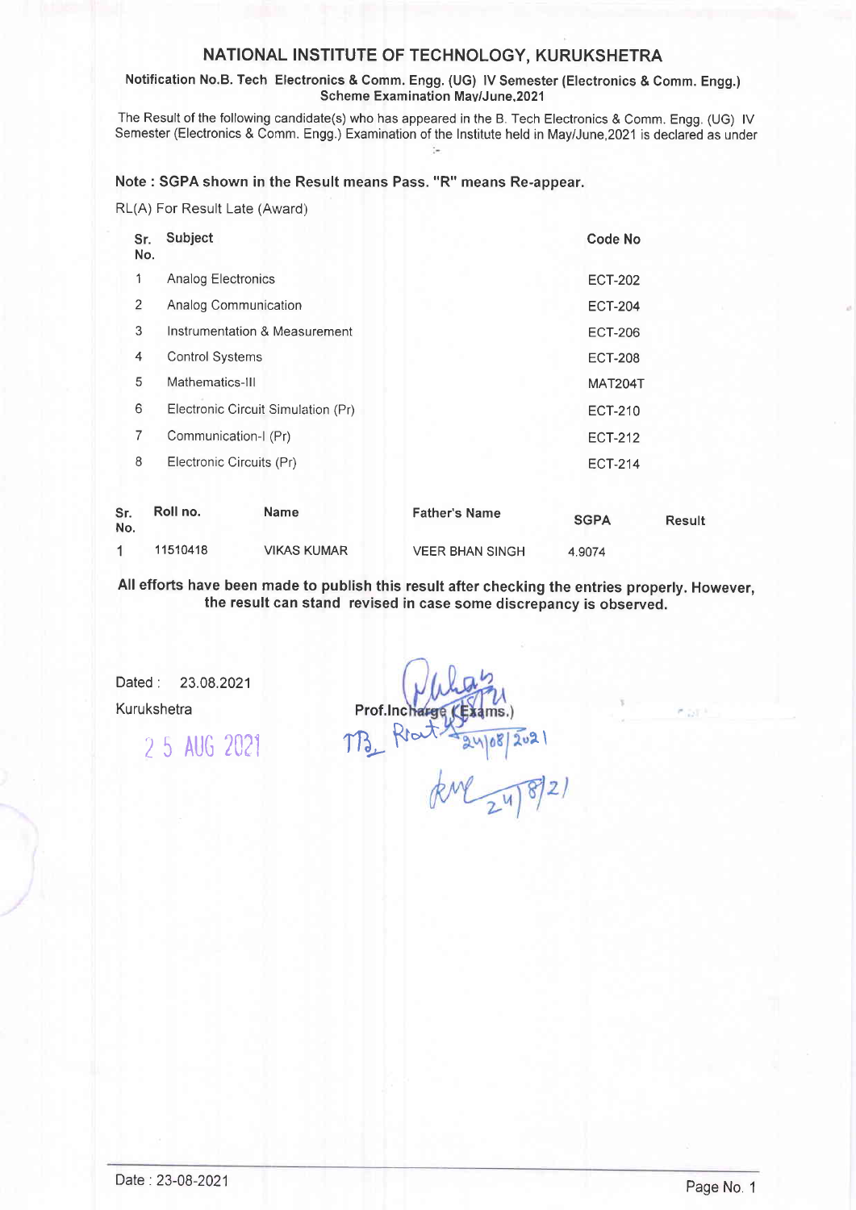# NATIONAL INSTITUTE OF TECHNOLOGY, KURUKSHETRA

**Notification No.B. Tech Electronics & Comm. Engg. (UG) IV Semester (Electronics & Comm. Engg.) Scheme Examination May/June,2021**

The Result of the following candidate(s) who has appeared in the B. Tech Electronics & Comm. Engg. (UG) IV Semester (Electronics & Comm. Engg.) Examination of the Institute held in May/June,2021 is declared as under :-

**Note : SGPA shown in the Result means Pass. "R" means Re-appear.**

RL(A) For Result Late (Award)

| Sr. No. | Subject | Code No |
|---|---|---|
| 1 | Analog Electronics | ECT-202 |
| 2 | Analog Communication | ECT-204 |
| 3 | Instrumentation & Measurement | ECT-206 |
| 4 | Control Systems | ECT-208 |
| 5 | Mathematics-III | MAT204T |
| 6 | Electronic Circuit Simulation (Pr) | ECT-210 |
| 7 | Communication-I (Pr) | ECT-212 |
| 8 | Electronic Circuits (Pr) | ECT-214 |

| Sr. No. | Roll no. | Name | Father's Name | SGPA | Result |
|---|---|---|---|---|---|
| 1 | 11510418 | VIKAS KUMAR | VEER BHAN SINGH | 4.9074 | |

**All efforts have been made to publish this result after checking the entries properly. However, the result can stand revised in case some discrepancy is observed.**

Dated : 23.08.2021

Kurukshetra

25 AUG 2021

Prof.Incharge (Exams.)

Date : 23-08-2021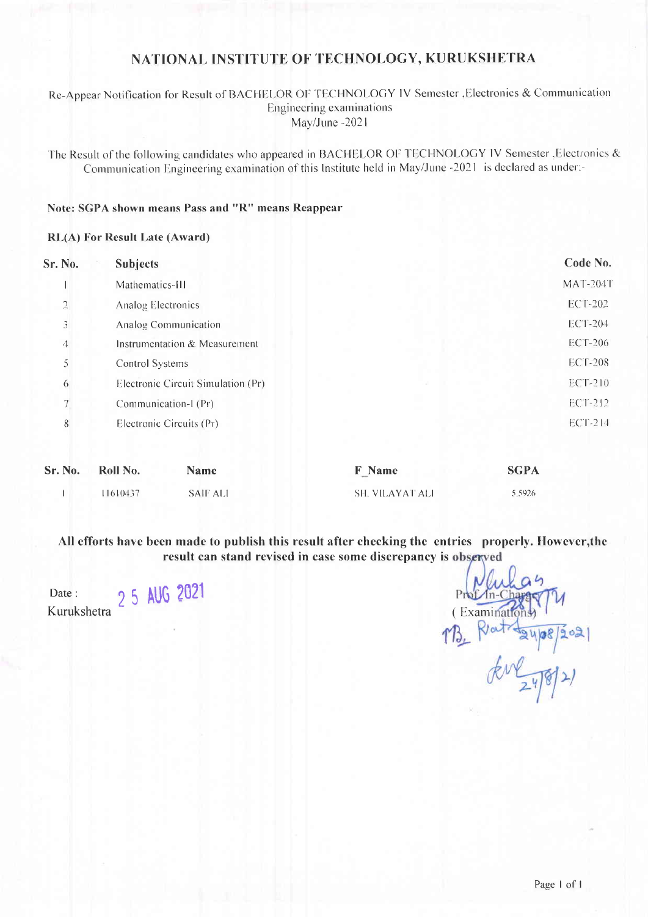# NATIONAL INSTITUTE OF TECHNOLOGY, KURUKSHETRA

Re-Appear Notification for Result of BACHELOR OF TECHNOLOGY IV Semester ,Electronics & Communication Engineering examinations
May/June -2021

The Result of the following candidates who appeared in BACHELOR OF TECHNOLOGY IV Semester ,Electronics & Communication Engineering examination of this Institute held in May/June -2021 is declared as under:-

**Note: SGPA shown means Pass and "R" means Reappear**

**RL(A) For Result Late (Award)**

| Sr. No. | Subjects | Code No. |
|---|---|---|
| 1 | Mathematics-III | MAT-204T |
| 2 | Analog Electronics | ECT-202 |
| 3 | Analog Communication | ECT-204 |
| 4 | Instrumentation & Measurement | ECT-206 |
| 5 | Control Systems | ECT-208 |
| 6 | Electronic Circuit Simulation (Pr) | ECT-210 |
| 7 | Communication-I (Pr) | ECT-212 |
| 8 | Electronic Circuits (Pr) | ECT-214 |

| Sr. No. | Roll No. | Name | F_Name | SGPA |
|---|---|---|---|---|
| 1 | 11610437 | SAIF ALI | SH. VILAYAT ALI | 5.5926 |

**All efforts have been made to publish this result after checking the entries properly. However,the result can stand revised in case some discrepancy is observed**

Date : 25 AUG 2021
Kurukshetra

Prof. In-Charge
( Examinations)